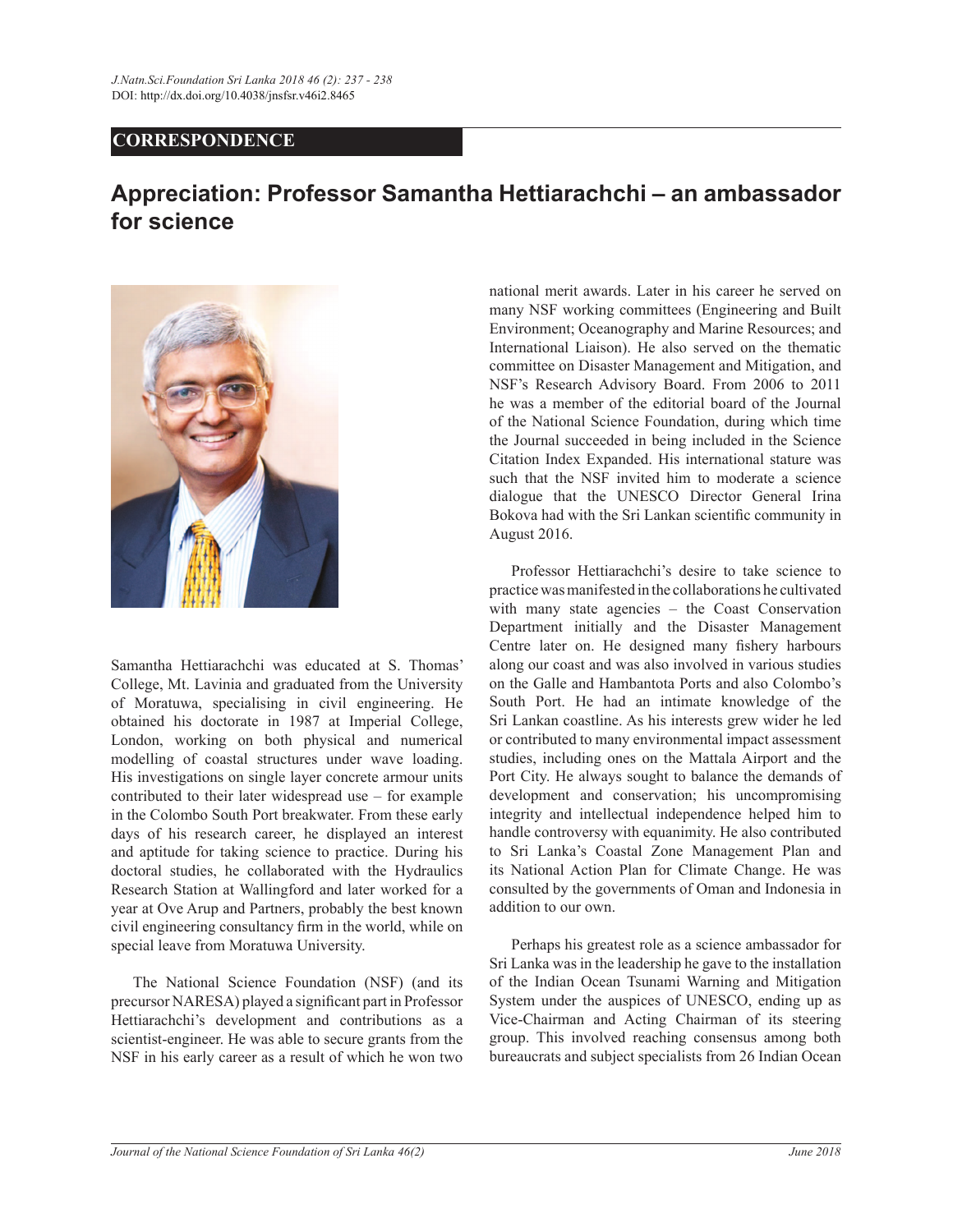**CORRESPONDENCE**

# Appreciation: Professor Samantha Hettiarachchi – an ambassador for science

Samantha Hettiarachchi was educated at S. Thomas' College, Mt. Lavinia and graduated from the University of Moratuwa, specialising in civil engineering. He obtained his doctorate in 1987 at Imperial College, London, working on both physical and numerical modelling of coastal structures under wave loading. His investigations on single layer concrete armour units contributed to their later widespread use – for example in the Colombo South Port breakwater. From these early days of his research career, he displayed an interest and aptitude for taking science to practice. During his doctoral studies, he collaborated with the Hydraulics Research Station at Wallingford and later worked for a year at Ove Arup and Partners, probably the best known civil engineering consultancy firm in the world, while on special leave from Moratuwa University.

The National Science Foundation (NSF) (and its precursor NARESA) played a significant part in Professor Hettiarachchi's development and contributions as a scientist-engineer. He was able to secure grants from the NSF in his early career as a result of which he won two national merit awards. Later in his career he served on many NSF working committees (Engineering and Built Environment; Oceanography and Marine Resources; and International Liaison). He also served on the thematic committee on Disaster Management and Mitigation, and NSF's Research Advisory Board. From 2006 to 2011 he was a member of the editorial board of the Journal of the National Science Foundation, during which time the Journal succeeded in being included in the Science Citation Index Expanded. His international stature was such that the NSF invited him to moderate a science dialogue that the UNESCO Director General Irina Bokova had with the Sri Lankan scientific community in August 2016.

Professor Hettiarachchi's desire to take science to practice was manifested in the collaborations he cultivated with many state agencies – the Coast Conservation Department initially and the Disaster Management Centre later on. He designed many fishery harbours along our coast and was also involved in various studies on the Galle and Hambantota Ports and also Colombo's South Port. He had an intimate knowledge of the Sri Lankan coastline. As his interests grew wider he led or contributed to many environmental impact assessment studies, including ones on the Mattala Airport and the Port City. He always sought to balance the demands of development and conservation; his uncompromising integrity and intellectual independence helped him to handle controversy with equanimity. He also contributed to Sri Lanka's Coastal Zone Management Plan and its National Action Plan for Climate Change. He was consulted by the governments of Oman and Indonesia in addition to our own.

Perhaps his greatest role as a science ambassador for Sri Lanka was in the leadership he gave to the installation of the Indian Ocean Tsunami Warning and Mitigation System under the auspices of UNESCO, ending up as Vice-Chairman and Acting Chairman of its steering group. This involved reaching consensus among both bureaucrats and subject specialists from 26 Indian Ocean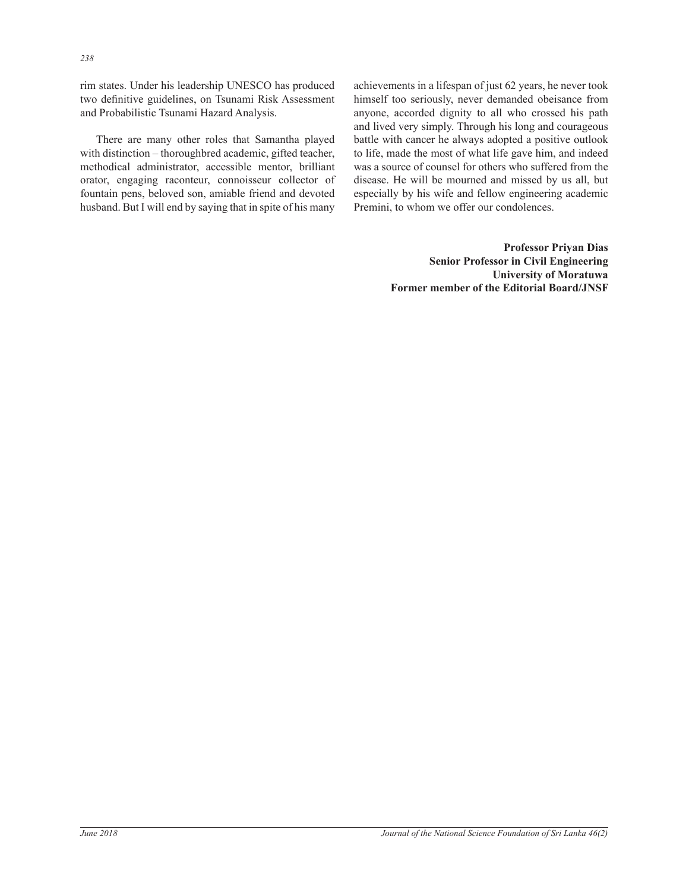rim states. Under his leadership UNESCO has produced two definitive guidelines, on Tsunami Risk Assessment and Probabilistic Tsunami Hazard Analysis.

There are many other roles that Samantha played with distinction – thoroughbred academic, gifted teacher, methodical administrator, accessible mentor, brilliant orator, engaging raconteur, connoisseur collector of fountain pens, beloved son, amiable friend and devoted husband. But I will end by saying that in spite of his many achievements in a lifespan of just 62 years, he never took himself too seriously, never demanded obeisance from anyone, accorded dignity to all who crossed his path and lived very simply. Through his long and courageous battle with cancer he always adopted a positive outlook to life, made the most of what life gave him, and indeed was a source of counsel for others who suffered from the disease. He will be mourned and missed by us all, but especially by his wife and fellow engineering academic Premini, to whom we offer our condolences.

**Professor Priyan Dias**
**Senior Professor in Civil Engineering**
**University of Moratuwa**
**Former member of the Editorial Board/JNSF**